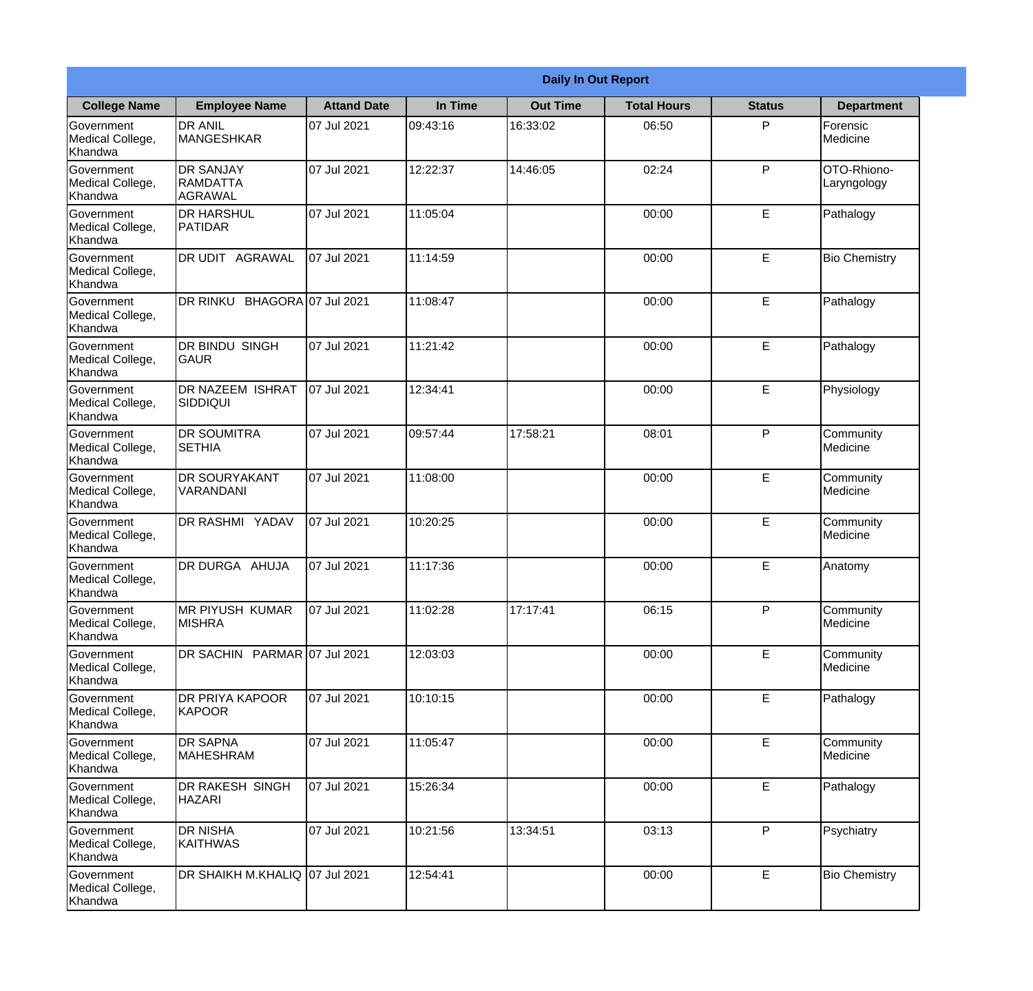# Daily In Out Report

| College Name | Employee Name | Attand Date | In Time | Out Time | Total Hours | Status | Department |
|---|---|---|---|---|---|---|---|
| Government Medical College, Khandwa | DR ANIL MANGESHKAR | 07 Jul 2021 | 09:43:16 | 16:33:02 | 06:50 | P | Forensic Medicine |
| Government Medical College, Khandwa | DR SANJAY RAMDATTA AGRAWAL | 07 Jul 2021 | 12:22:37 | 14:46:05 | 02:24 | P | OTO-Rhiono-Laryngology |
| Government Medical College, Khandwa | DR HARSHUL PATIDAR | 07 Jul 2021 | 11:05:04 | | 00:00 | E | Pathalogy |
| Government Medical College, Khandwa | DR UDIT AGRAWAL | 07 Jul 2021 | 11:14:59 | | 00:00 | E | Bio Chemistry |
| Government Medical College, Khandwa | DR RINKU BHAGORA | 07 Jul 2021 | 11:08:47 | | 00:00 | E | Pathalogy |
| Government Medical College, Khandwa | DR BINDU SINGH GAUR | 07 Jul 2021 | 11:21:42 | | 00:00 | E | Pathalogy |
| Government Medical College, Khandwa | DR NAZEEM ISHRAT SIDDIQUI | 07 Jul 2021 | 12:34:41 | | 00:00 | E | Physiology |
| Government Medical College, Khandwa | DR SOUMITRA SETHIA | 07 Jul 2021 | 09:57:44 | 17:58:21 | 08:01 | P | Community Medicine |
| Government Medical College, Khandwa | DR SOURYAKANT VARANDANI | 07 Jul 2021 | 11:08:00 | | 00:00 | E | Community Medicine |
| Government Medical College, Khandwa | DR RASHMI YADAV | 07 Jul 2021 | 10:20:25 | | 00:00 | E | Community Medicine |
| Government Medical College, Khandwa | DR DURGA AHUJA | 07 Jul 2021 | 11:17:36 | | 00:00 | E | Anatomy |
| Government Medical College, Khandwa | MR PIYUSH KUMAR MISHRA | 07 Jul 2021 | 11:02:28 | 17:17:41 | 06:15 | P | Community Medicine |
| Government Medical College, Khandwa | DR SACHIN PARMAR | 07 Jul 2021 | 12:03:03 | | 00:00 | E | Community Medicine |
| Government Medical College, Khandwa | DR PRIYA KAPOOR KAPOOR | 07 Jul 2021 | 10:10:15 | | 00:00 | E | Pathalogy |
| Government Medical College, Khandwa | DR SAPNA MAHESHRAM | 07 Jul 2021 | 11:05:47 | | 00:00 | E | Community Medicine |
| Government Medical College, Khandwa | DR RAKESH SINGH HAZARI | 07 Jul 2021 | 15:26:34 | | 00:00 | E | Pathalogy |
| Government Medical College, Khandwa | DR NISHA KAITHWAS | 07 Jul 2021 | 10:21:56 | 13:34:51 | 03:13 | P | Psychiatry |
| Government Medical College, Khandwa | DR SHAIKH M.KHALIQ | 07 Jul 2021 | 12:54:41 | | 00:00 | E | Bio Chemistry |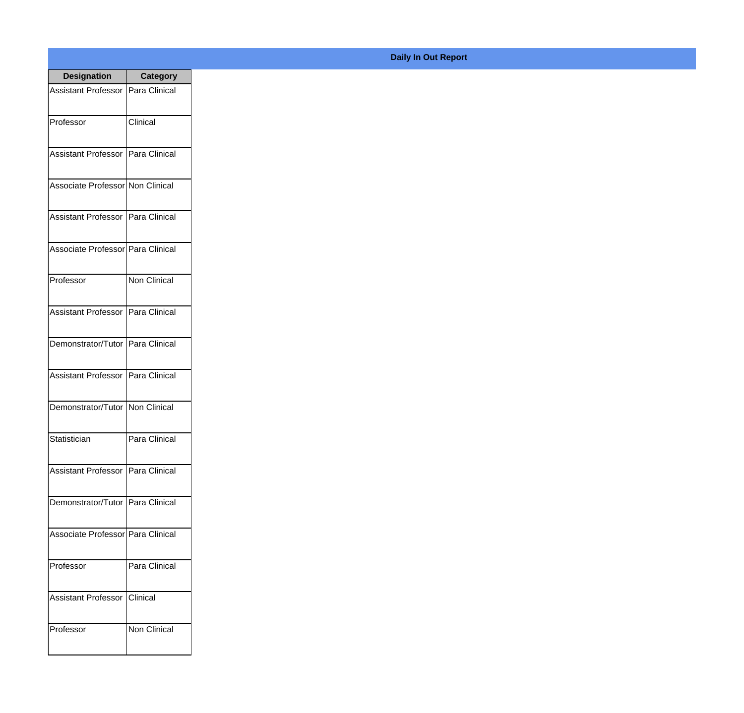**Daily In Out Report**

| Designation | Category |
|---|---|
| Assistant Professor | Para Clinical |
| Professor | Clinical |
| Assistant Professor | Para Clinical |
| Associate Professor | Non Clinical |
| Assistant Professor | Para Clinical |
| Associate Professor | Para Clinical |
| Professor | Non Clinical |
| Assistant Professor | Para Clinical |
| Demonstrator/Tutor | Para Clinical |
| Assistant Professor | Para Clinical |
| Demonstrator/Tutor | Non Clinical |
| Statistician | Para Clinical |
| Assistant Professor | Para Clinical |
| Demonstrator/Tutor | Para Clinical |
| Associate Professor | Para Clinical |
| Professor | Para Clinical |
| Assistant Professor | Clinical |
| Professor | Non Clinical |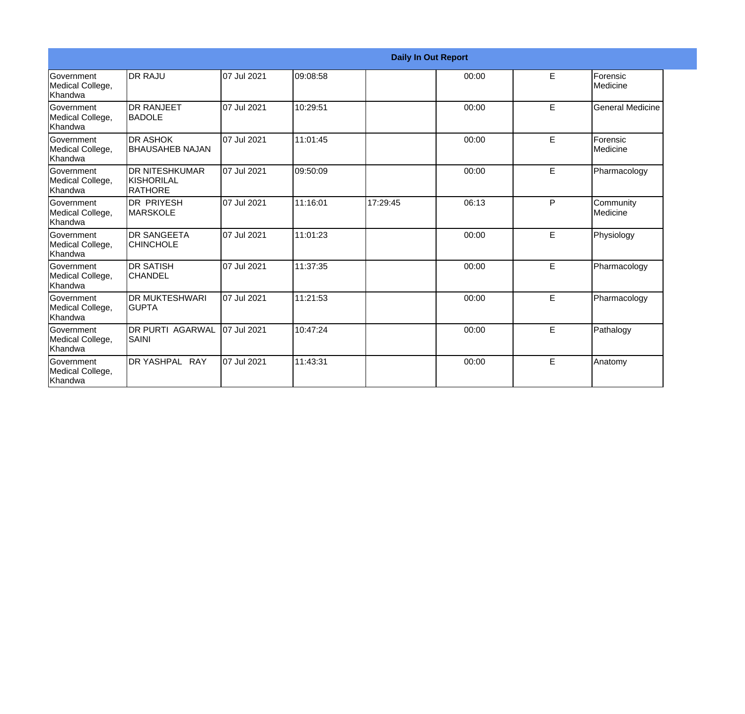**Daily In Out Report**

| | | | | | | | |
|---|---|---|---|---|---|---|---|
| Government Medical College, Khandwa | DR RAJU | 07 Jul 2021 | 09:08:58 | | 00:00 | E | Forensic Medicine |
| Government Medical College, Khandwa | DR RANJEET BADOLE | 07 Jul 2021 | 10:29:51 | | 00:00 | E | General Medicine |
| Government Medical College, Khandwa | DR ASHOK BHAUSAHEB NAJAN | 07 Jul 2021 | 11:01:45 | | 00:00 | E | Forensic Medicine |
| Government Medical College, Khandwa | DR NITESHKUMAR KISHORILAL RATHORE | 07 Jul 2021 | 09:50:09 | | 00:00 | E | Pharmacology |
| Government Medical College, Khandwa | DR PRIYESH MARSKOLE | 07 Jul 2021 | 11:16:01 | 17:29:45 | 06:13 | P | Community Medicine |
| Government Medical College, Khandwa | DR SANGEETA CHINCHOLE | 07 Jul 2021 | 11:01:23 | | 00:00 | E | Physiology |
| Government Medical College, Khandwa | DR SATISH CHANDEL | 07 Jul 2021 | 11:37:35 | | 00:00 | E | Pharmacology |
| Government Medical College, Khandwa | DR MUKTESHWARI GUPTA | 07 Jul 2021 | 11:21:53 | | 00:00 | E | Pharmacology |
| Government Medical College, Khandwa | DR PURTI AGARWAL SAINI | 07 Jul 2021 | 10:47:24 | | 00:00 | E | Pathalogy |
| Government Medical College, Khandwa | DR YASHPAL RAY | 07 Jul 2021 | 11:43:31 | | 00:00 | E | Anatomy |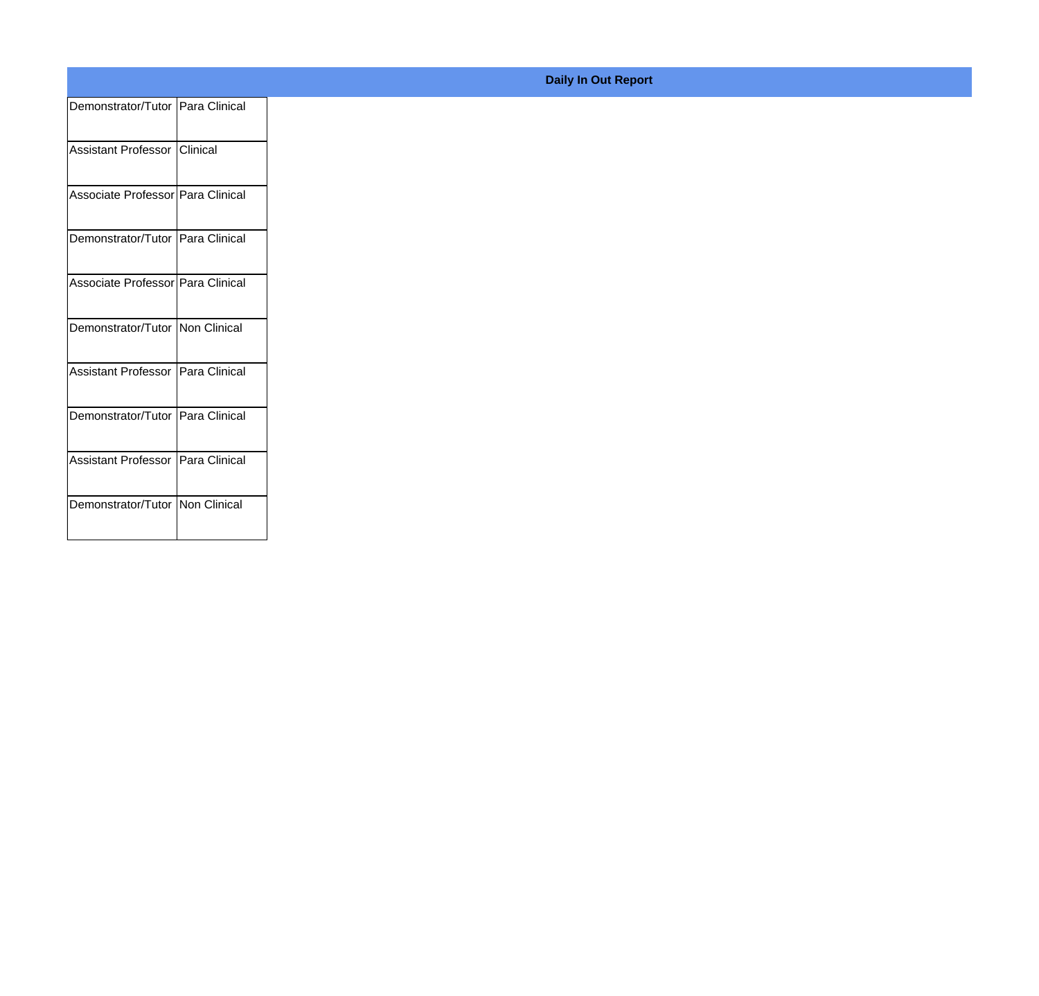**Daily In Out Report**

| | |
|---|---|
| Demonstrator/Tutor | Para Clinical |
| Assistant Professor | Clinical |
| Associate Professor | Para Clinical |
| Demonstrator/Tutor | Para Clinical |
| Associate Professor | Para Clinical |
| Demonstrator/Tutor | Non Clinical |
| Assistant Professor | Para Clinical |
| Demonstrator/Tutor | Para Clinical |
| Assistant Professor | Para Clinical |
| Demonstrator/Tutor | Non Clinical |